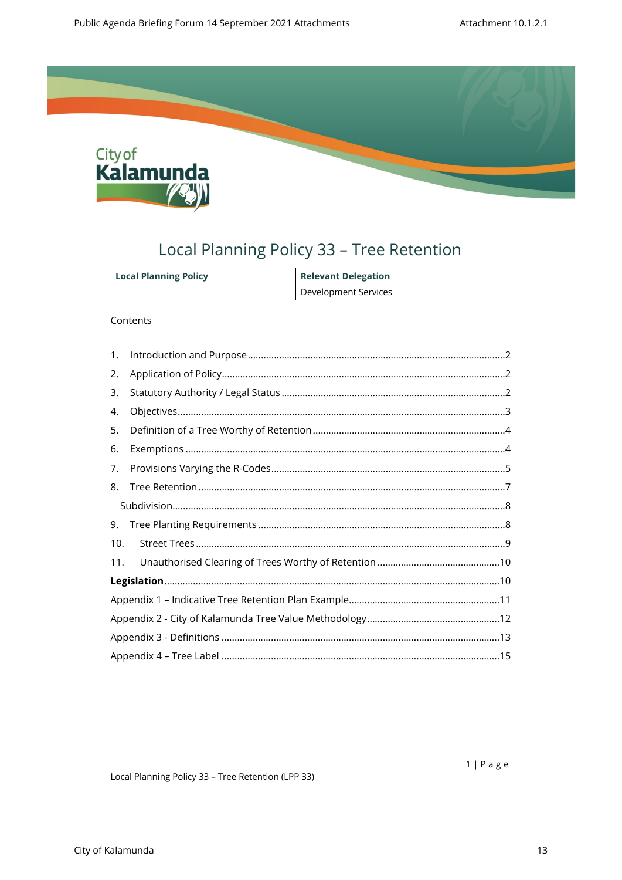# Local Planning Policy 33 – Tree Retention

| Local Planning Policy | Relevant Delegation |
|---|---|
| | Development Services |

Contents

1. Introduction and Purpose ....2
2. Application of Policy ....2
3. Statutory Authority / Legal Status ....2
4. Objectives ....3
5. Definition of a Tree Worthy of Retention ....4
6. Exemptions ....4
7. Provisions Varying the R-Codes ....5
8. Tree Retention ....7
   Subdivision ....8
9. Tree Planting Requirements ....8
10. Street Trees ....9
11. Unauthorised Clearing of Trees Worthy of Retention ....10

**Legislation** ....10

Appendix 1 – Indicative Tree Retention Plan Example ....11

Appendix 2 - City of Kalamunda Tree Value Methodology ....12

Appendix 3 - Definitions ....13

Appendix 4 – Tree Label ....15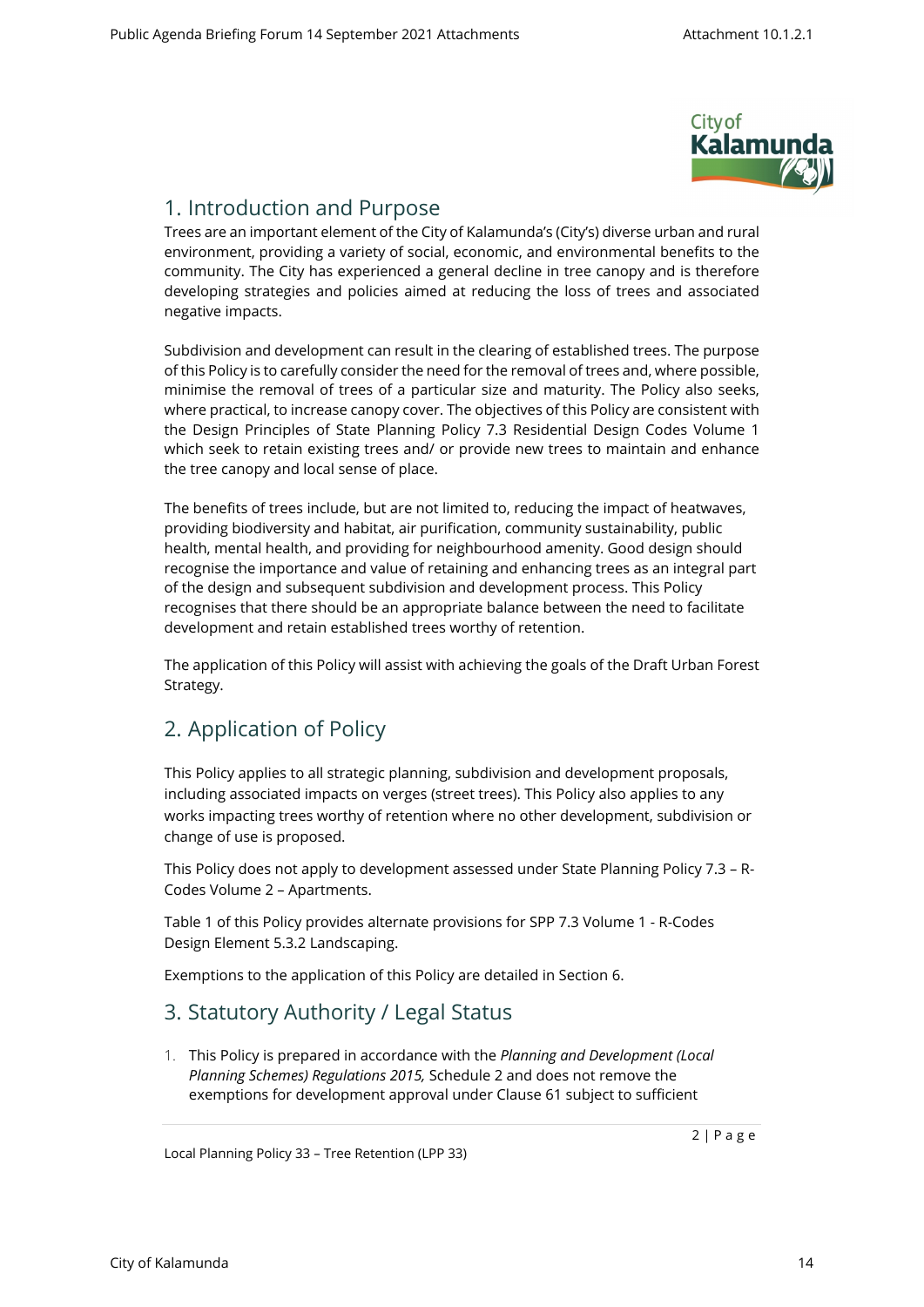## 1. Introduction and Purpose

Trees are an important element of the City of Kalamunda's (City's) diverse urban and rural environment, providing a variety of social, economic, and environmental benefits to the community. The City has experienced a general decline in tree canopy and is therefore developing strategies and policies aimed at reducing the loss of trees and associated negative impacts.

Subdivision and development can result in the clearing of established trees. The purpose of this Policy is to carefully consider the need for the removal of trees and, where possible, minimise the removal of trees of a particular size and maturity. The Policy also seeks, where practical, to increase canopy cover. The objectives of this Policy are consistent with the Design Principles of State Planning Policy 7.3 Residential Design Codes Volume 1 which seek to retain existing trees and/ or provide new trees to maintain and enhance the tree canopy and local sense of place.

The benefits of trees include, but are not limited to, reducing the impact of heatwaves, providing biodiversity and habitat, air purification, community sustainability, public health, mental health, and providing for neighbourhood amenity. Good design should recognise the importance and value of retaining and enhancing trees as an integral part of the design and subsequent subdivision and development process. This Policy recognises that there should be an appropriate balance between the need to facilitate development and retain established trees worthy of retention.

The application of this Policy will assist with achieving the goals of the Draft Urban Forest Strategy.

## 2. Application of Policy

This Policy applies to all strategic planning, subdivision and development proposals, including associated impacts on verges (street trees). This Policy also applies to any works impacting trees worthy of retention where no other development, subdivision or change of use is proposed.

This Policy does not apply to development assessed under State Planning Policy 7.3 – R-Codes Volume 2 – Apartments.

Table 1 of this Policy provides alternate provisions for SPP 7.3 Volume 1 - R-Codes Design Element 5.3.2 Landscaping.

Exemptions to the application of this Policy are detailed in Section 6.

## 3. Statutory Authority / Legal Status

1. This Policy is prepared in accordance with the *Planning and Development (Local Planning Schemes) Regulations 2015,* Schedule 2 and does not remove the exemptions for development approval under Clause 61 subject to sufficient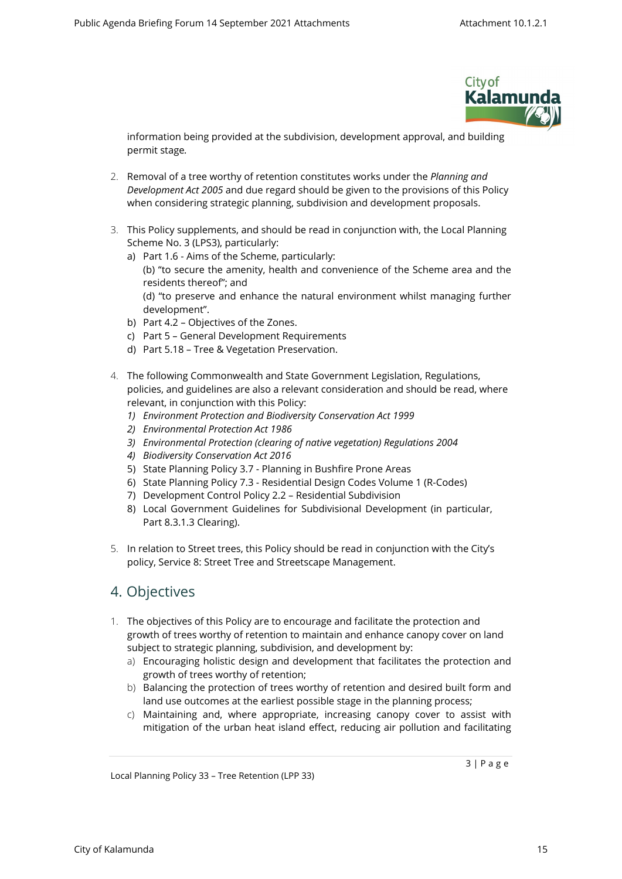information being provided at the subdivision, development approval, and building permit stage.

2. Removal of a tree worthy of retention constitutes works under the *Planning and Development Act 2005* and due regard should be given to the provisions of this Policy when considering strategic planning, subdivision and development proposals.

3. This Policy supplements, and should be read in conjunction with, the Local Planning Scheme No. 3 (LPS3), particularly:
   a) Part 1.6 - Aims of the Scheme, particularly:
      (b) "to secure the amenity, health and convenience of the Scheme area and the residents thereof"; and
      (d) "to preserve and enhance the natural environment whilst managing further development".
   b) Part 4.2 – Objectives of the Zones.
   c) Part 5 – General Development Requirements
   d) Part 5.18 – Tree & Vegetation Preservation.

4. The following Commonwealth and State Government Legislation, Regulations, policies, and guidelines are also a relevant consideration and should be read, where relevant, in conjunction with this Policy:
   1) *Environment Protection and Biodiversity Conservation Act 1999*
   2) *Environmental Protection Act 1986*
   3) *Environmental Protection (clearing of native vegetation) Regulations 2004*
   4) *Biodiversity Conservation Act 2016*
   5) State Planning Policy 3.7 - Planning in Bushfire Prone Areas
   6) State Planning Policy 7.3 - Residential Design Codes Volume 1 (R-Codes)
   7) Development Control Policy 2.2 – Residential Subdivision
   8) Local Government Guidelines for Subdivisional Development (in particular, Part 8.3.1.3 Clearing).

5. In relation to Street trees, this Policy should be read in conjunction with the City's policy, Service 8: Street Tree and Streetscape Management.

## 4. Objectives

1. The objectives of this Policy are to encourage and facilitate the protection and growth of trees worthy of retention to maintain and enhance canopy cover on land subject to strategic planning, subdivision, and development by:
   a) Encouraging holistic design and development that facilitates the protection and growth of trees worthy of retention;
   b) Balancing the protection of trees worthy of retention and desired built form and land use outcomes at the earliest possible stage in the planning process;
   c) Maintaining and, where appropriate, increasing canopy cover to assist with mitigation of the urban heat island effect, reducing air pollution and facilitating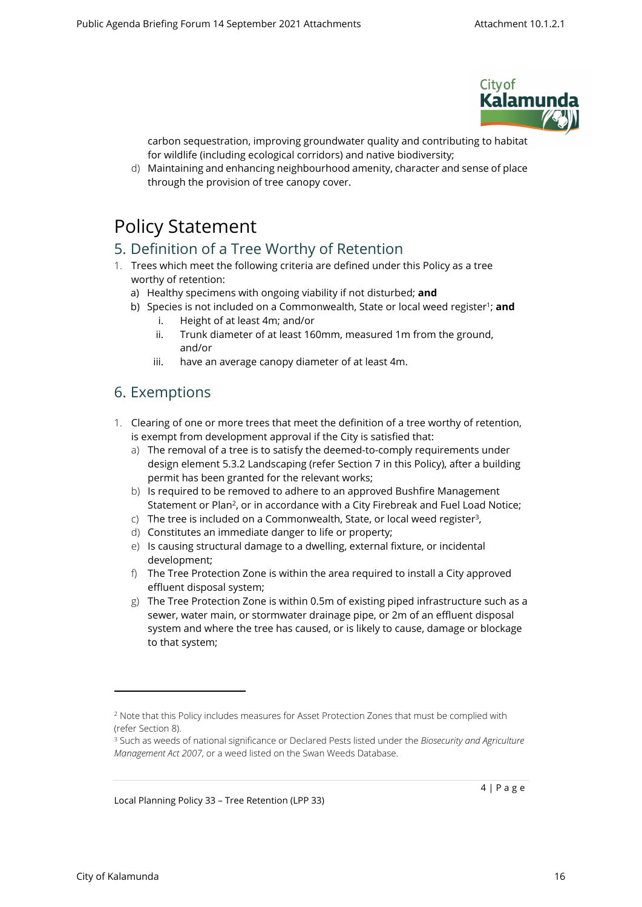carbon sequestration, improving groundwater quality and contributing to habitat for wildlife (including ecological corridors) and native biodiversity;

d) Maintaining and enhancing neighbourhood amenity, character and sense of place through the provision of tree canopy cover.

# Policy Statement

## 5. Definition of a Tree Worthy of Retention

1. Trees which meet the following criteria are defined under this Policy as a tree worthy of retention:
   a) Healthy specimens with ongoing viability if not disturbed; **and**
   b) Species is not included on a Commonwealth, State or local weed register[1]; **and**
      i. Height of at least 4m; and/or
      ii. Trunk diameter of at least 160mm, measured 1m from the ground, and/or
      iii. have an average canopy diameter of at least 4m.

## 6. Exemptions

1. Clearing of one or more trees that meet the definition of a tree worthy of retention, is exempt from development approval if the City is satisfied that:
   a) The removal of a tree is to satisfy the deemed-to-comply requirements under design element 5.3.2 Landscaping (refer Section 7 in this Policy), after a building permit has been granted for the relevant works;
   b) Is required to be removed to adhere to an approved Bushfire Management Statement or Plan[2], or in accordance with a City Firebreak and Fuel Load Notice;
   c) The tree is included on a Commonwealth, State, or local weed register[3],
   d) Constitutes an immediate danger to life or property;
   e) Is causing structural damage to a dwelling, external fixture, or incidental development;
   f) The Tree Protection Zone is within the area required to install a City approved effluent disposal system;
   g) The Tree Protection Zone is within 0.5m of existing piped infrastructure such as a sewer, water main, or stormwater drainage pipe, or 2m of an effluent disposal system and where the tree has caused, or is likely to cause, damage or blockage to that system;

---

[2] Note that this Policy includes measures for Asset Protection Zones that must be complied with (refer Section 8).

[3] Such as weeds of national significance or Declared Pests listed under the *Biosecurity and Agriculture Management Act 2007*, or a weed listed on the Swan Weeds Database.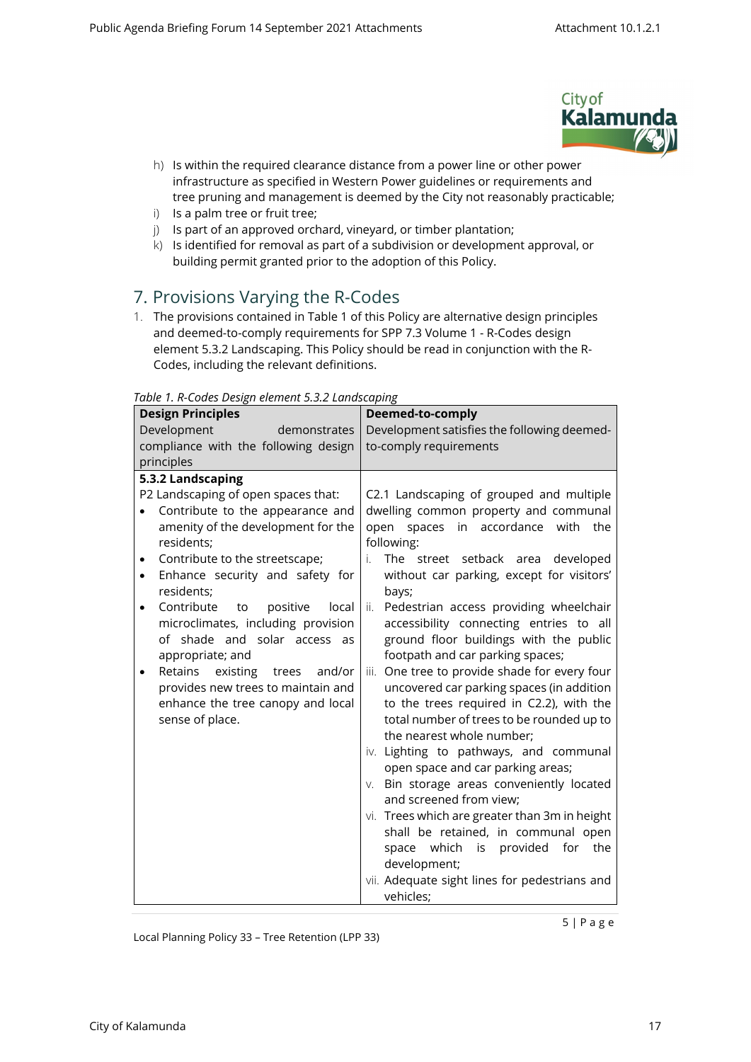h) Is within the required clearance distance from a power line or other power infrastructure as specified in Western Power guidelines or requirements and tree pruning and management is deemed by the City not reasonably practicable;
i) Is a palm tree or fruit tree;
j) Is part of an approved orchard, vineyard, or timber plantation;
k) Is identified for removal as part of a subdivision or development approval, or building permit granted prior to the adoption of this Policy.

## 7. Provisions Varying the R-Codes

1. The provisions contained in Table 1 of this Policy are alternative design principles and deemed-to-comply requirements for SPP 7.3 Volume 1 - R-Codes design element 5.3.2 Landscaping. This Policy should be read in conjunction with the R-Codes, including the relevant definitions.

*Table 1. R-Codes Design element 5.3.2 Landscaping*

| **Design Principles**<br>Development demonstrates compliance with the following design principles | **Deemed-to-comply**<br>Development satisfies the following deemed-to-comply requirements |
|---|---|
| **5.3.2 Landscaping**<br>P2 Landscaping of open spaces that:<br>• Contribute to the appearance and amenity of the development for the residents;<br>• Contribute to the streetscape;<br>• Enhance security and safety for residents;<br>• Contribute to positive local microclimates, including provision of shade and solar access as appropriate; and<br>• Retains existing trees and/or provides new trees to maintain and enhance the tree canopy and local sense of place. | C2.1 Landscaping of grouped and multiple dwelling common property and communal open spaces in accordance with the following:<br>i. The street setback area developed without car parking, except for visitors' bays;<br>ii. Pedestrian access providing wheelchair accessibility connecting entries to all ground floor buildings with the public footpath and car parking spaces;<br>iii. One tree to provide shade for every four uncovered car parking spaces (in addition to the trees required in C2.2), with the total number of trees to be rounded up to the nearest whole number;<br>iv. Lighting to pathways, and communal open space and car parking areas;<br>v. Bin storage areas conveniently located and screened from view;<br>vi. Trees which are greater than 3m in height shall be retained, in communal open space which is provided for the development;<br>vii. Adequate sight lines for pedestrians and vehicles; |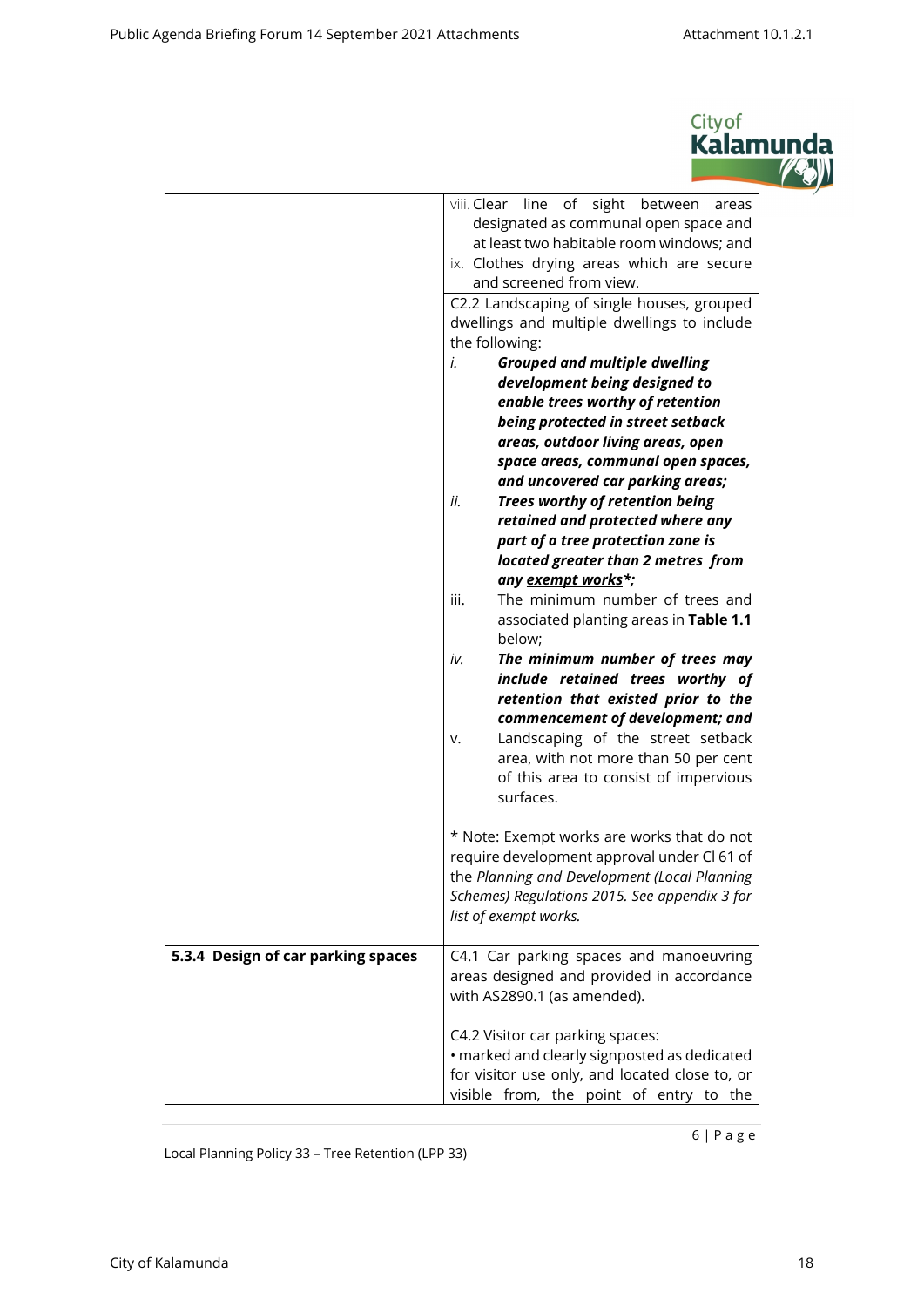| | |
|---|---|
| | viii. Clear line of sight between areas designated as communal open space and at least two habitable room windows; and<br>ix. Clothes drying areas which are secure and screened from view.<br><br>C2.2 Landscaping of single houses, grouped dwellings and multiple dwellings to include the following:<br>*i.* ***Grouped and multiple dwelling development being designed to enable trees worthy of retention being protected in street setback areas, outdoor living areas, open space areas, communal open spaces, and uncovered car parking areas;***<br>*ii.* ***Trees worthy of retention being retained and protected where any part of a tree protection zone is located greater than 2 metres from any <u>exempt works</u>\*;***<br>iii. The minimum number of trees and associated planting areas in **Table 1.1** below;<br>*iv.* ***The minimum number of trees may include retained trees worthy of retention that existed prior to the commencement of development; and***<br>v. Landscaping of the street setback area, with not more than 50 per cent of this area to consist of impervious surfaces.<br><br>\* Note: Exempt works are works that do not require development approval under Cl 61 of the *Planning and Development (Local Planning Schemes) Regulations 2015. See appendix 3 for list of exempt works.* |
| **5.3.4 Design of car parking spaces** | C4.1 Car parking spaces and manoeuvring areas designed and provided in accordance with AS2890.1 (as amended).<br><br>C4.2 Visitor car parking spaces:<br>• marked and clearly signposted as dedicated for visitor use only, and located close to, or visible from, the point of entry to the |

Local Planning Policy 33 – Tree Retention (LPP 33)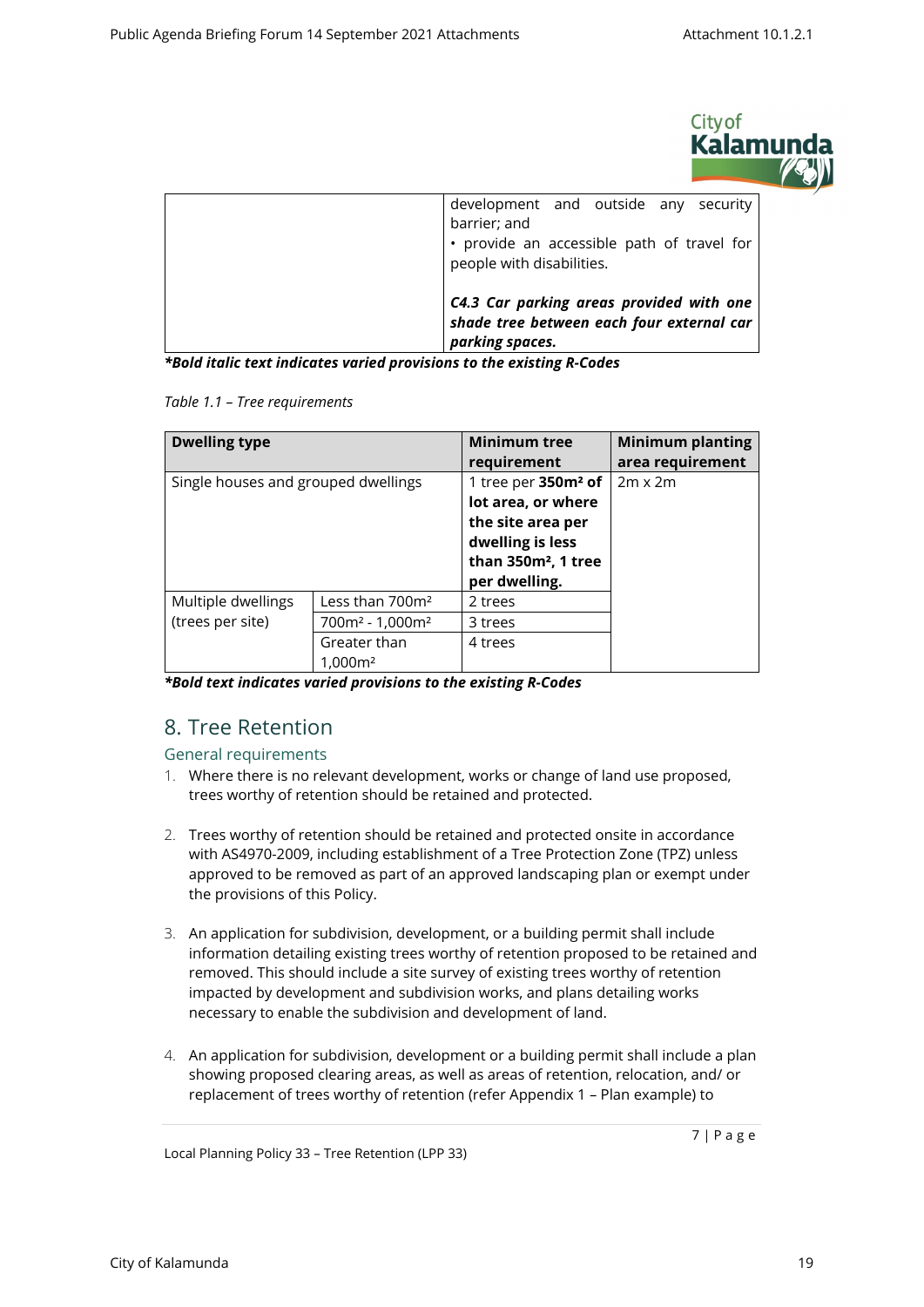| | development and outside any security barrier; and<br>• provide an accessible path of travel for people with disabilities.<br><br>***C4.3 Car parking areas provided with one shade tree between each four external car parking spaces.*** |
|---|---|

***Bold italic text indicates varied provisions to the existing R-Codes*

*Table 1.1 – Tree requirements*

| Dwelling type | | Minimum tree requirement | Minimum planting area requirement |
|---|---|---|---|
| Single houses and grouped dwellings | | 1 tree per **350m² of lot area, or where the site area per dwelling is less than 350m², 1 tree per dwelling.** | 2m x 2m |
| Multiple dwellings (trees per site) | Less than 700m² | 2 trees | |
| | 700m² - 1,000m² | 3 trees | |
| | Greater than 1,000m² | 4 trees | |

***Bold text indicates varied provisions to the existing R-Codes***

## 8. Tree Retention

### General requirements

1. Where there is no relevant development, works or change of land use proposed, trees worthy of retention should be retained and protected.

2. Trees worthy of retention should be retained and protected onsite in accordance with AS4970-2009, including establishment of a Tree Protection Zone (TPZ) unless approved to be removed as part of an approved landscaping plan or exempt under the provisions of this Policy.

3. An application for subdivision, development, or a building permit shall include information detailing existing trees worthy of retention proposed to be retained and removed. This should include a site survey of existing trees worthy of retention impacted by development and subdivision works, and plans detailing works necessary to enable the subdivision and development of land.

4. An application for subdivision, development or a building permit shall include a plan showing proposed clearing areas, as well as areas of retention, relocation, and/ or replacement of trees worthy of retention (refer Appendix 1 – Plan example) to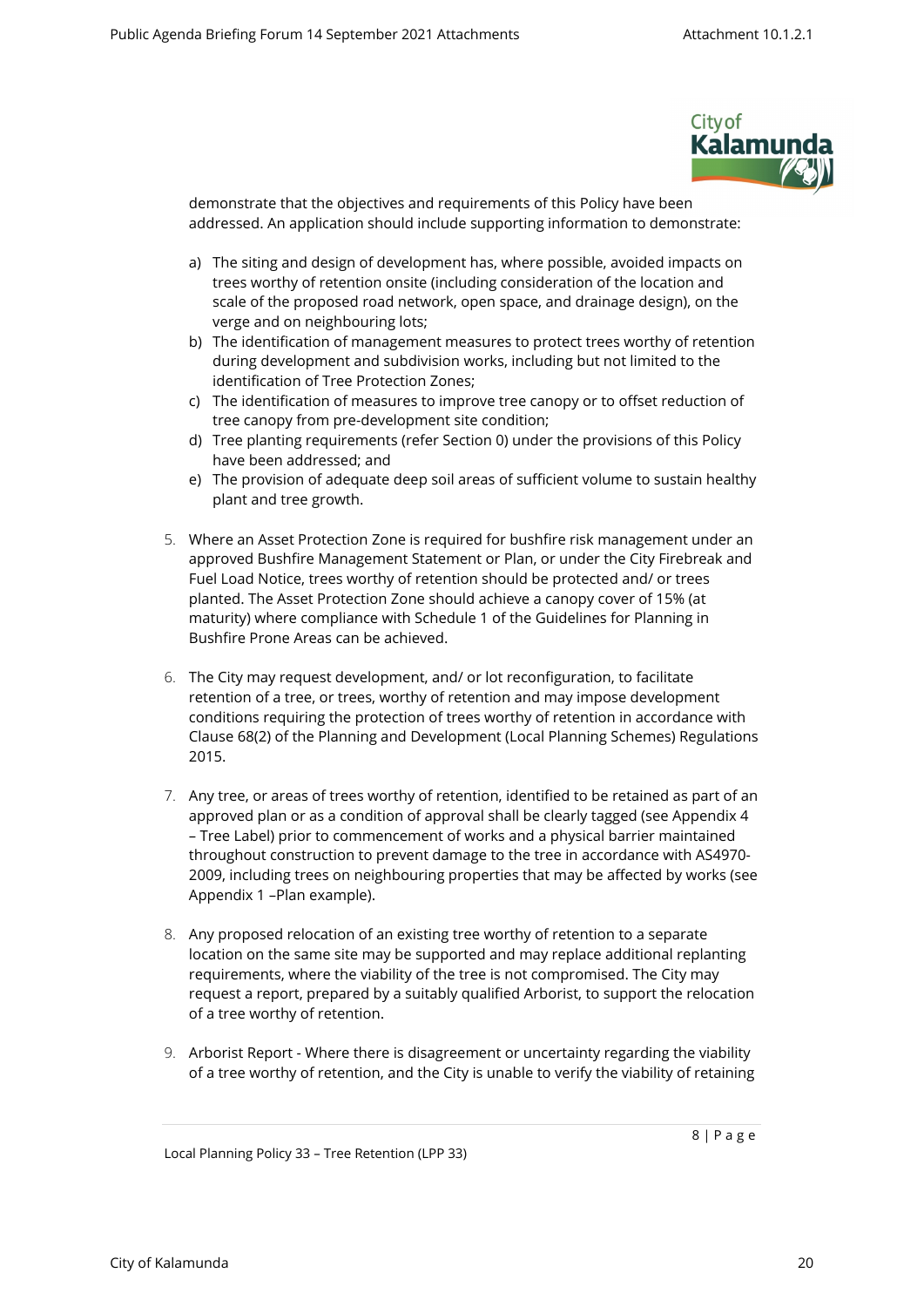demonstrate that the objectives and requirements of this Policy have been addressed. An application should include supporting information to demonstrate:

a) The siting and design of development has, where possible, avoided impacts on trees worthy of retention onsite (including consideration of the location and scale of the proposed road network, open space, and drainage design), on the verge and on neighbouring lots;
b) The identification of management measures to protect trees worthy of retention during development and subdivision works, including but not limited to the identification of Tree Protection Zones;
c) The identification of measures to improve tree canopy or to offset reduction of tree canopy from pre-development site condition;
d) Tree planting requirements (refer Section 0) under the provisions of this Policy have been addressed; and
e) The provision of adequate deep soil areas of sufficient volume to sustain healthy plant and tree growth.

5. Where an Asset Protection Zone is required for bushfire risk management under an approved Bushfire Management Statement or Plan, or under the City Firebreak and Fuel Load Notice, trees worthy of retention should be protected and/ or trees planted. The Asset Protection Zone should achieve a canopy cover of 15% (at maturity) where compliance with Schedule 1 of the Guidelines for Planning in Bushfire Prone Areas can be achieved.

6. The City may request development, and/ or lot reconfiguration, to facilitate retention of a tree, or trees, worthy of retention and may impose development conditions requiring the protection of trees worthy of retention in accordance with Clause 68(2) of the Planning and Development (Local Planning Schemes) Regulations 2015.

7. Any tree, or areas of trees worthy of retention, identified to be retained as part of an approved plan or as a condition of approval shall be clearly tagged (see Appendix 4 – Tree Label) prior to commencement of works and a physical barrier maintained throughout construction to prevent damage to the tree in accordance with AS4970-2009, including trees on neighbouring properties that may be affected by works (see Appendix 1 –Plan example).

8. Any proposed relocation of an existing tree worthy of retention to a separate location on the same site may be supported and may replace additional replanting requirements, where the viability of the tree is not compromised. The City may request a report, prepared by a suitably qualified Arborist, to support the relocation of a tree worthy of retention.

9. Arborist Report - Where there is disagreement or uncertainty regarding the viability of a tree worthy of retention, and the City is unable to verify the viability of retaining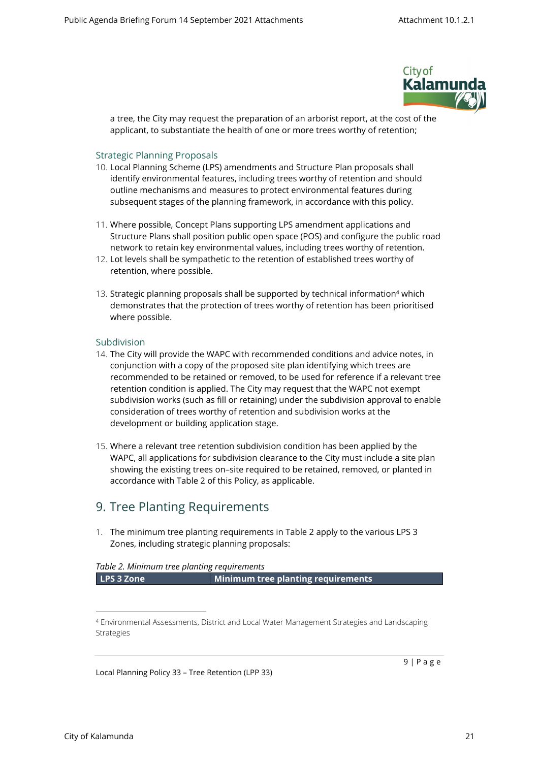a tree, the City may request the preparation of an arborist report, at the cost of the applicant, to substantiate the health of one or more trees worthy of retention;

### Strategic Planning Proposals

10. Local Planning Scheme (LPS) amendments and Structure Plan proposals shall identify environmental features, including trees worthy of retention and should outline mechanisms and measures to protect environmental features during subsequent stages of the planning framework, in accordance with this policy.

11. Where possible, Concept Plans supporting LPS amendment applications and Structure Plans shall position public open space (POS) and configure the public road network to retain key environmental values, including trees worthy of retention.
12. Lot levels shall be sympathetic to the retention of established trees worthy of retention, where possible.

13. Strategic planning proposals shall be supported by technical information[4] which demonstrates that the protection of trees worthy of retention has been prioritised where possible.

### Subdivision

14. The City will provide the WAPC with recommended conditions and advice notes, in conjunction with a copy of the proposed site plan identifying which trees are recommended to be retained or removed, to be used for reference if a relevant tree retention condition is applied. The City may request that the WAPC not exempt subdivision works (such as fill or retaining) under the subdivision approval to enable consideration of trees worthy of retention and subdivision works at the development or building application stage.

15. Where a relevant tree retention subdivision condition has been applied by the WAPC, all applications for subdivision clearance to the City must include a site plan showing the existing trees on–site required to be retained, removed, or planted in accordance with Table 2 of this Policy, as applicable.

## 9. Tree Planting Requirements

1. The minimum tree planting requirements in Table 2 apply to the various LPS 3 Zones, including strategic planning proposals:

*Table 2. Minimum tree planting requirements*

| LPS 3 Zone | Minimum tree planting requirements |
|---|---|

[4] Environmental Assessments, District and Local Water Management Strategies and Landscaping Strategies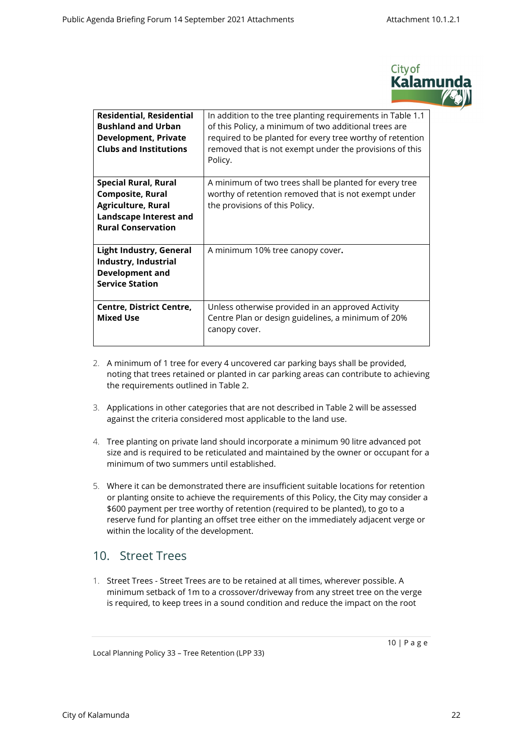| **Residential, Residential Bushland and Urban Development, Private Clubs and Institutions** | In addition to the tree planting requirements in Table 1.1 of this Policy, a minimum of two additional trees are required to be planted for every tree worthy of retention removed that is not exempt under the provisions of this Policy. |
|---|---|
| **Special Rural, Rural Composite, Rural Agriculture, Rural Landscape Interest and Rural Conservation** | A minimum of two trees shall be planted for every tree worthy of retention removed that is not exempt under the provisions of this Policy. |
| **Light Industry, General Industry, Industrial Development and Service Station** | A minimum 10% tree canopy cover**.** |
| **Centre, District Centre, Mixed Use** | Unless otherwise provided in an approved Activity Centre Plan or design guidelines, a minimum of 20% canopy cover. |

2. A minimum of 1 tree for every 4 uncovered car parking bays shall be provided, noting that trees retained or planted in car parking areas can contribute to achieving the requirements outlined in Table 2.
3. Applications in other categories that are not described in Table 2 will be assessed against the criteria considered most applicable to the land use.
4. Tree planting on private land should incorporate a minimum 90 litre advanced pot size and is required to be reticulated and maintained by the owner or occupant for a minimum of two summers until established.
5. Where it can be demonstrated there are insufficient suitable locations for retention or planting onsite to achieve the requirements of this Policy, the City may consider a $600 payment per tree worthy of retention (required to be planted), to go to a reserve fund for planting an offset tree either on the immediately adjacent verge or within the locality of the development.

## 10. Street Trees

1. Street Trees - Street Trees are to be retained at all times, wherever possible. A minimum setback of 1m to a crossover/driveway from any street tree on the verge is required, to keep trees in a sound condition and reduce the impact on the root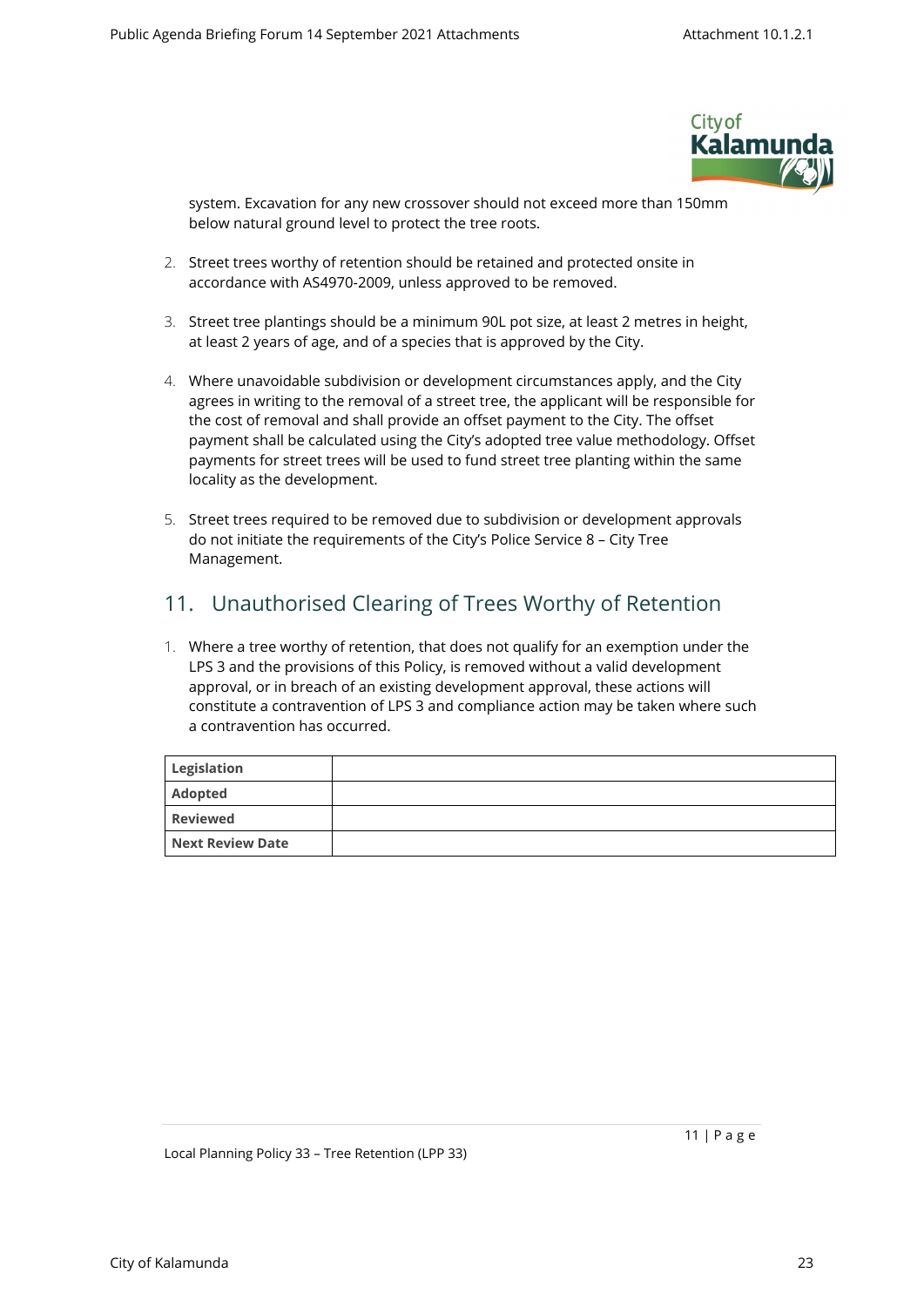system. Excavation for any new crossover should not exceed more than 150mm below natural ground level to protect the tree roots.

2. Street trees worthy of retention should be retained and protected onsite in accordance with AS4970-2009, unless approved to be removed.

3. Street tree plantings should be a minimum 90L pot size, at least 2 metres in height, at least 2 years of age, and of a species that is approved by the City.

4. Where unavoidable subdivision or development circumstances apply, and the City agrees in writing to the removal of a street tree, the applicant will be responsible for the cost of removal and shall provide an offset payment to the City. The offset payment shall be calculated using the City's adopted tree value methodology. Offset payments for street trees will be used to fund street tree planting within the same locality as the development.

5. Street trees required to be removed due to subdivision or development approvals do not initiate the requirements of the City's Police Service 8 – City Tree Management.

## 11. Unauthorised Clearing of Trees Worthy of Retention

1. Where a tree worthy of retention, that does not qualify for an exemption under the LPS 3 and the provisions of this Policy, is removed without a valid development approval, or in breach of an existing development approval, these actions will constitute a contravention of LPS 3 and compliance action may be taken where such a contravention has occurred.

| | |
|---|---|
| **Legislation** | |
| **Adopted** | |
| **Reviewed** | |
| **Next Review Date** | |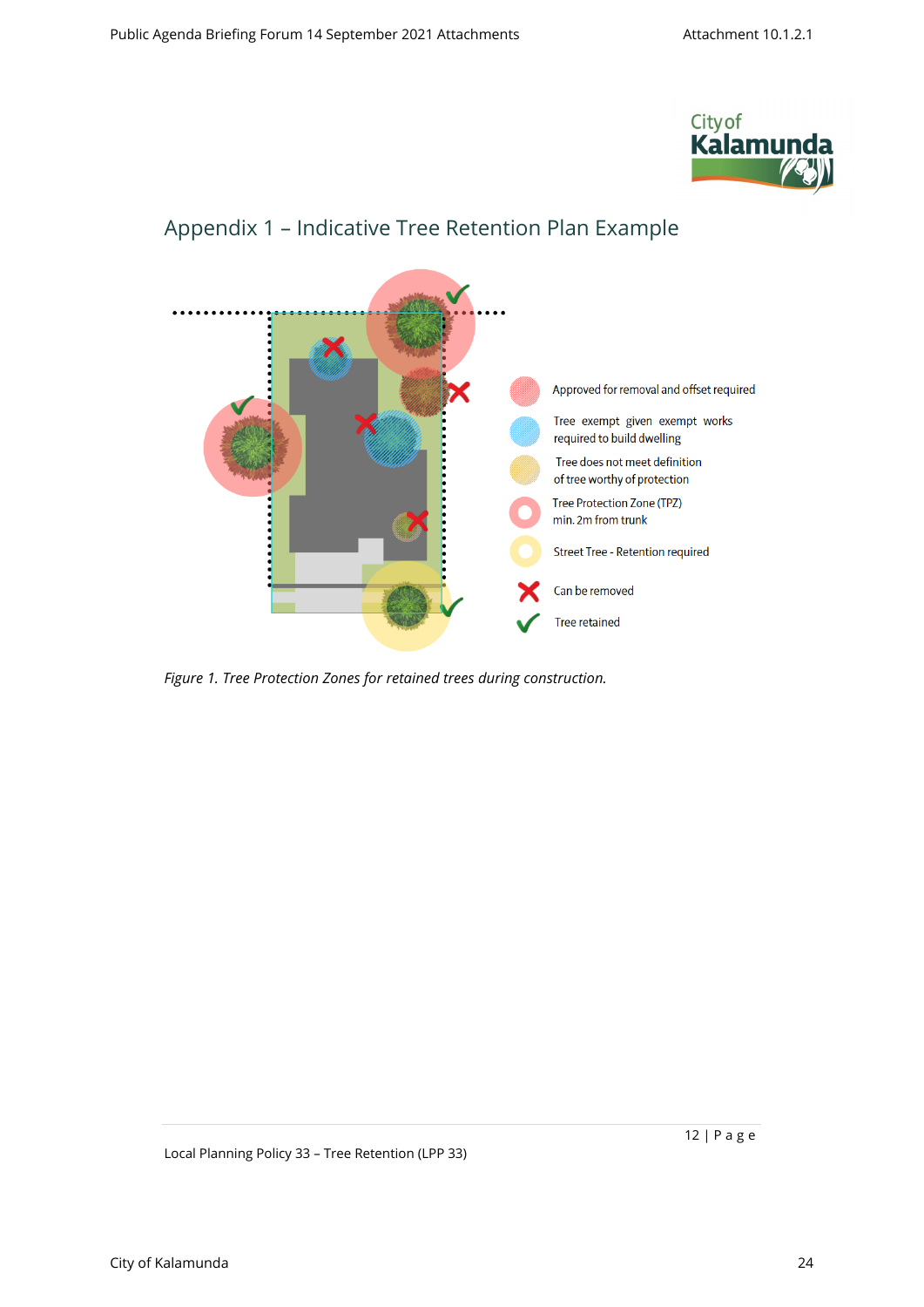## Appendix 1 – Indicative Tree Retention Plan Example

- Approved for removal and offset required
- Tree exempt given exempt works required to build dwelling
- Tree does not meet definition of tree worthy of protection
- Tree Protection Zone (TPZ) min. 2m from trunk
- Street Tree - Retention required
- Can be removed
- Tree retained

*Figure 1. Tree Protection Zones for retained trees during construction.*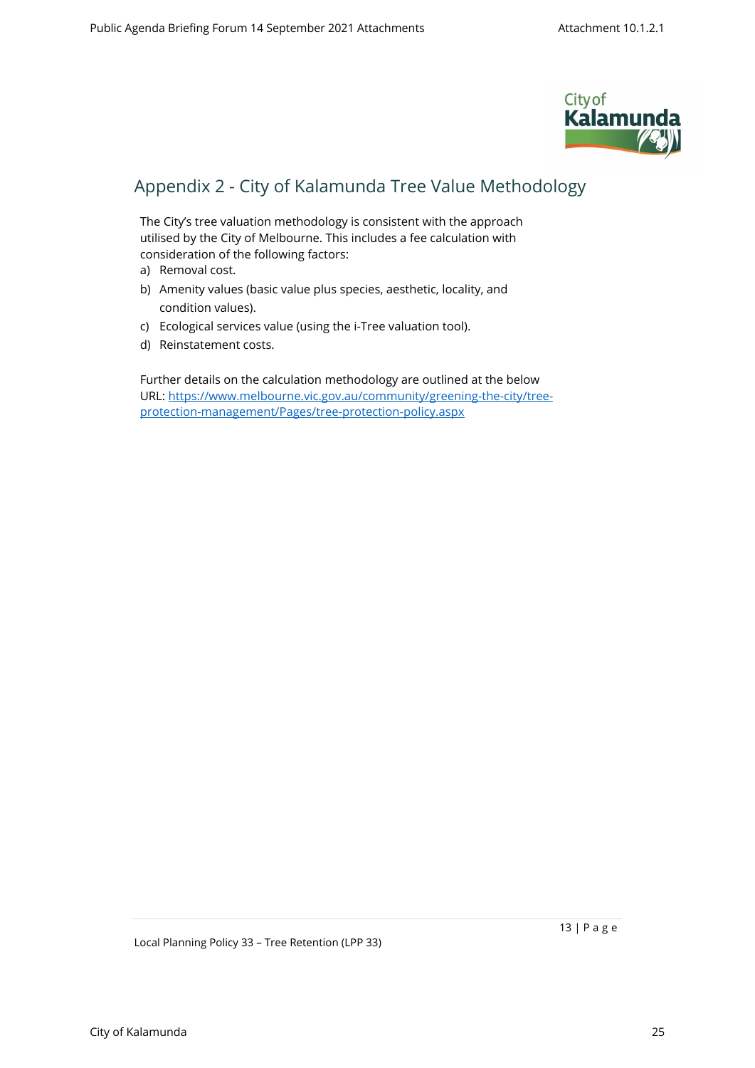# Appendix 2 - City of Kalamunda Tree Value Methodology

The City's tree valuation methodology is consistent with the approach utilised by the City of Melbourne. This includes a fee calculation with consideration of the following factors:

a) Removal cost.
b) Amenity values (basic value plus species, aesthetic, locality, and condition values).
c) Ecological services value (using the i-Tree valuation tool).
d) Reinstatement costs.

Further details on the calculation methodology are outlined at the below URL: https://www.melbourne.vic.gov.au/community/greening-the-city/tree-protection-management/Pages/tree-protection-policy.aspx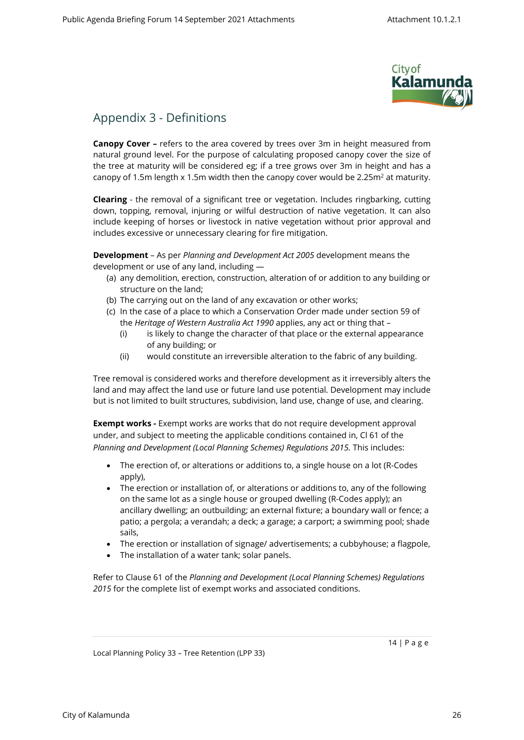## Appendix 3 - Definitions

**Canopy Cover –** refers to the area covered by trees over 3m in height measured from natural ground level. For the purpose of calculating proposed canopy cover the size of the tree at maturity will be considered eg; if a tree grows over 3m in height and has a canopy of 1.5m length x 1.5m width then the canopy cover would be 2.25m$^2$ at maturity.

**Clearing** - the removal of a significant tree or vegetation. Includes ringbarking, cutting down, topping, removal, injuring or wilful destruction of native vegetation. It can also include keeping of horses or livestock in native vegetation without prior approval and includes excessive or unnecessary clearing for fire mitigation.

**Development** – As per *Planning and Development Act 2005* development means the development or use of any land, including —

(a) any demolition, erection, construction, alteration of or addition to any building or structure on the land;

(b) The carrying out on the land of any excavation or other works;

(c) In the case of a place to which a Conservation Order made under section 59 of the *Heritage of Western Australia Act 1990* applies, any act or thing that –

   (i) is likely to change the character of that place or the external appearance of any building; or

   (ii) would constitute an irreversible alteration to the fabric of any building.

Tree removal is considered works and therefore development as it irreversibly alters the land and may affect the land use or future land use potential. Development may include but is not limited to built structures, subdivision, land use, change of use, and clearing.

**Exempt works -** Exempt works are works that do not require development approval under, and subject to meeting the applicable conditions contained in, Cl 61 of the *Planning and Development (Local Planning Schemes) Regulations 2015.* This includes:

- The erection of, or alterations or additions to, a single house on a lot (R-Codes apply),
- The erection or installation of, or alterations or additions to, any of the following on the same lot as a single house or grouped dwelling (R-Codes apply); an ancillary dwelling; an outbuilding; an external fixture; a boundary wall or fence; a patio; a pergola; a verandah; a deck; a garage; a carport; a swimming pool; shade sails,
- The erection or installation of signage/ advertisements; a cubbyhouse; a flagpole,
- The installation of a water tank; solar panels.

Refer to Clause 61 of the *Planning and Development (Local Planning Schemes) Regulations 2015* for the complete list of exempt works and associated conditions.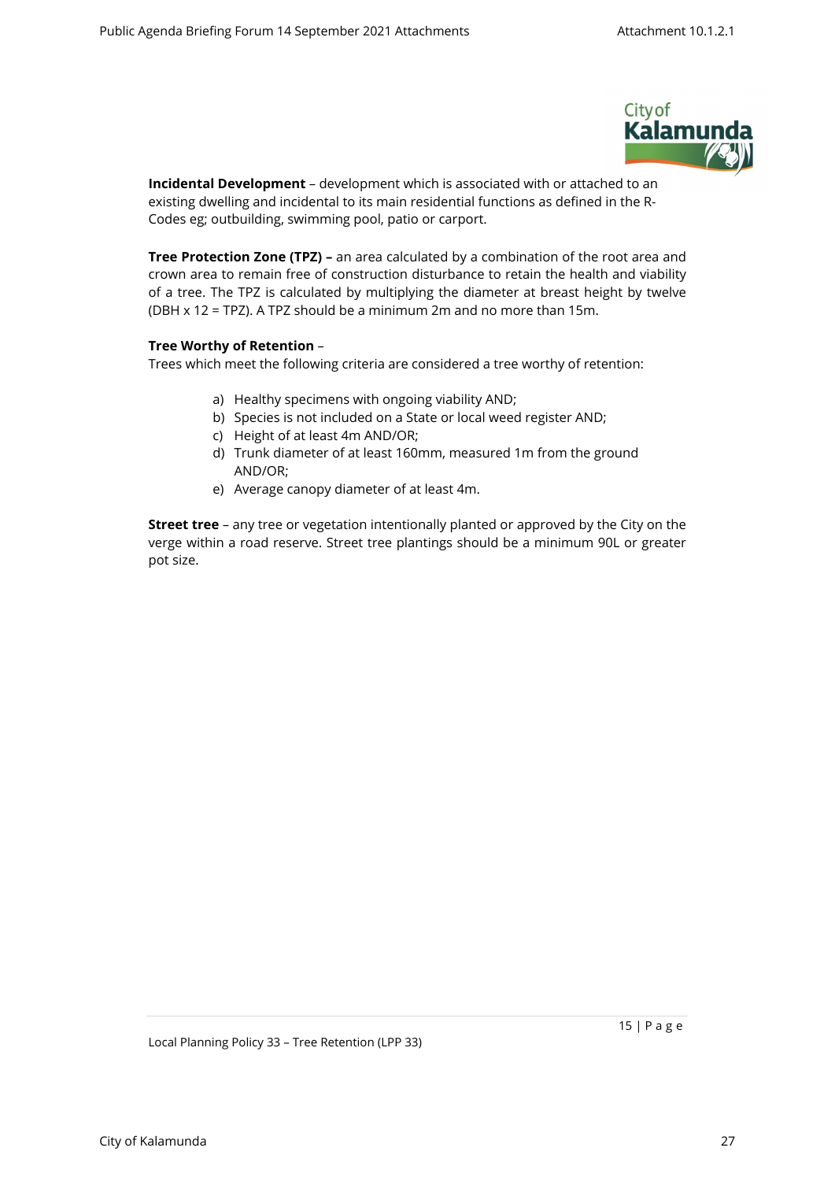**Incidental Development** – development which is associated with or attached to an existing dwelling and incidental to its main residential functions as defined in the R-Codes eg; outbuilding, swimming pool, patio or carport.

**Tree Protection Zone (TPZ) –** an area calculated by a combination of the root area and crown area to remain free of construction disturbance to retain the health and viability of a tree. The TPZ is calculated by multiplying the diameter at breast height by twelve (DBH x 12 = TPZ). A TPZ should be a minimum 2m and no more than 15m.

**Tree Worthy of Retention** –

Trees which meet the following criteria are considered a tree worthy of retention:

a) Healthy specimens with ongoing viability AND;
b) Species is not included on a State or local weed register AND;
c) Height of at least 4m AND/OR;
d) Trunk diameter of at least 160mm, measured 1m from the ground AND/OR;
e) Average canopy diameter of at least 4m.

**Street tree** – any tree or vegetation intentionally planted or approved by the City on the verge within a road reserve. Street tree plantings should be a minimum 90L or greater pot size.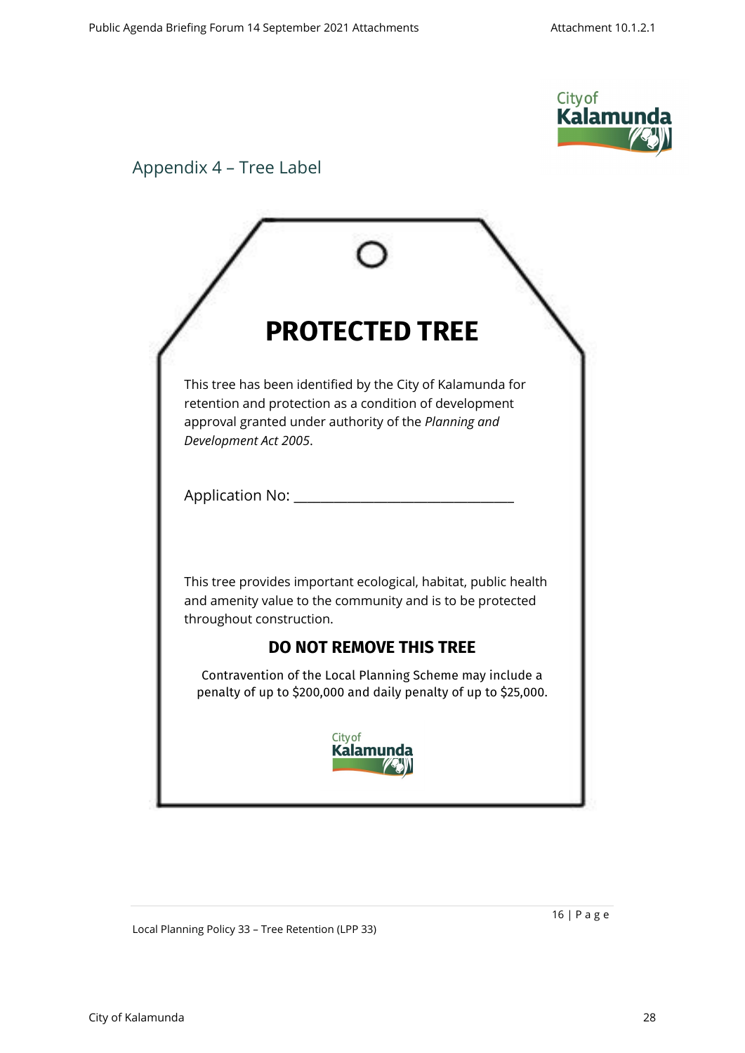## Appendix 4 – Tree Label

# PROTECTED TREE

This tree has been identified by the City of Kalamunda for retention and protection as a condition of development approval granted under authority of the *Planning and Development Act 2005*.

Application No: _______________________________

This tree provides important ecological, habitat, public health and amenity value to the community and is to be protected throughout construction.

### DO NOT REMOVE THIS TREE

Contravention of the Local Planning Scheme may include a penalty of up to $200,000 and daily penalty of up to $25,000.

City of Kalamunda